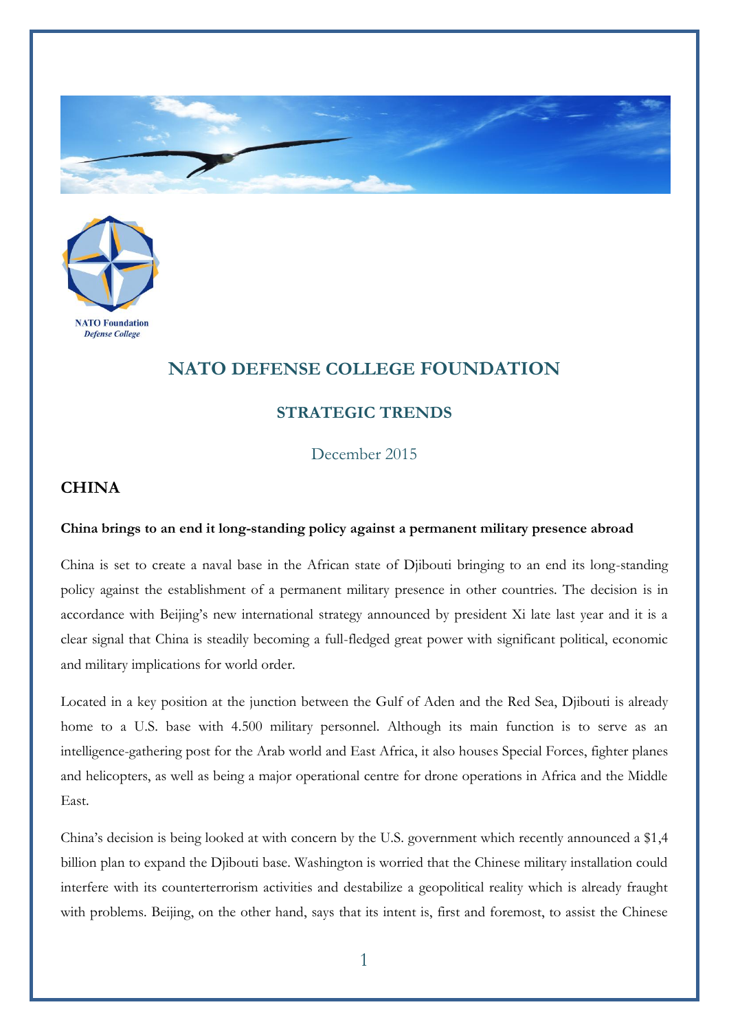NATO Foundation
*Defense College*

# NATO DEFENSE COLLEGE FOUNDATION

## STRATEGIC TRENDS

December 2015

### CHINA

**China brings to an end it long-standing policy against a permanent military presence abroad**

China is set to create a naval base in the African state of Djibouti bringing to an end its long-standing policy against the establishment of a permanent military presence in other countries. The decision is in accordance with Beijing's new international strategy announced by president Xi late last year and it is a clear signal that China is steadily becoming a full-fledged great power with significant political, economic and military implications for world order.

Located in a key position at the junction between the Gulf of Aden and the Red Sea, Djibouti is already home to a U.S. base with 4.500 military personnel. Although its main function is to serve as an intelligence-gathering post for the Arab world and East Africa, it also houses Special Forces, fighter planes and helicopters, as well as being a major operational centre for drone operations in Africa and the Middle East.

China's decision is being looked at with concern by the U.S. government which recently announced a $1,4 billion plan to expand the Djibouti base. Washington is worried that the Chinese military installation could interfere with its counterterrorism activities and destabilize a geopolitical reality which is already fraught with problems. Beijing, on the other hand, says that its intent is, first and foremost, to assist the Chinese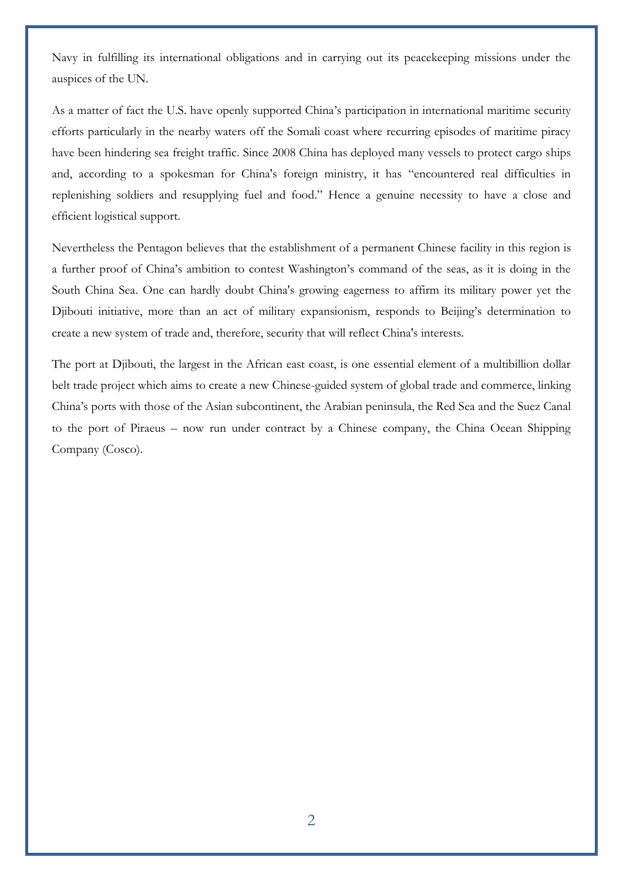Navy in fulfilling its international obligations and in carrying out its peacekeeping missions under the auspices of the UN.

As a matter of fact the U.S. have openly supported China's participation in international maritime security efforts particularly in the nearby waters off the Somali coast where recurring episodes of maritime piracy have been hindering sea freight traffic. Since 2008 China has deployed many vessels to protect cargo ships and, according to a spokesman for China's foreign ministry, it has "encountered real difficulties in replenishing soldiers and resupplying fuel and food." Hence a genuine necessity to have a close and efficient logistical support.

Nevertheless the Pentagon believes that the establishment of a permanent Chinese facility in this region is a further proof of China's ambition to contest Washington's command of the seas, as it is doing in the South China Sea. One can hardly doubt China's growing eagerness to affirm its military power yet the Djibouti initiative, more than an act of military expansionism, responds to Beijing's determination to create a new system of trade and, therefore, security that will reflect China's interests.

The port at Djibouti, the largest in the African east coast, is one essential element of a multibillion dollar belt trade project which aims to create a new Chinese-guided system of global trade and commerce, linking China's ports with those of the Asian subcontinent, the Arabian peninsula, the Red Sea and the Suez Canal to the port of Piraeus – now run under contract by a Chinese company, the China Ocean Shipping Company (Cosco).